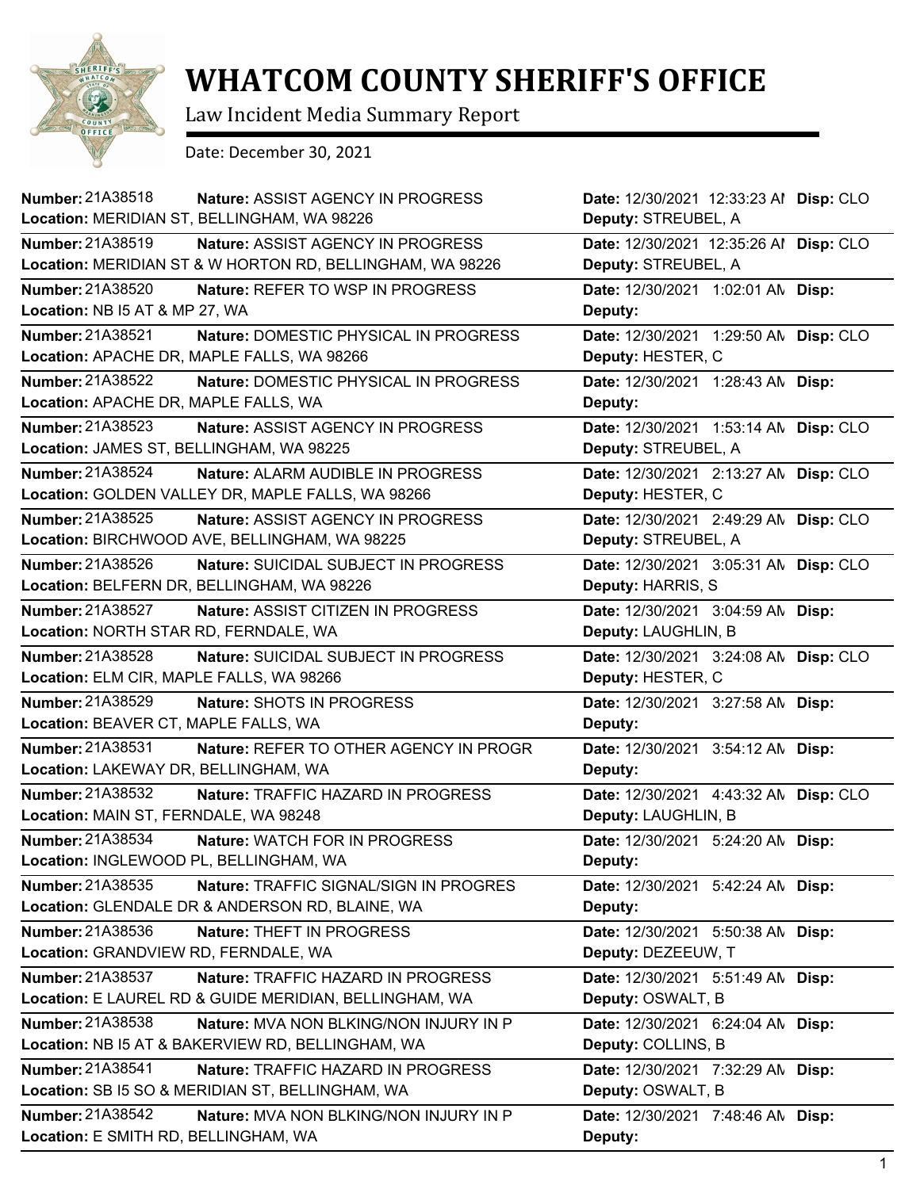# WHATCOM COUNTY SHERIFF'S OFFICE

Law Incident Media Summary Report

Date: December 30, 2021

| Number | Nature | Location | Date | Deputy | Disp |
|---|---|---|---|---|---|
| 21A38518 | ASSIST AGENCY IN PROGRESS | MERIDIAN ST, BELLINGHAM, WA 98226 | 12/30/2021 12:33:23 AM | STREUBEL, A | CLO |
| 21A38519 | ASSIST AGENCY IN PROGRESS | MERIDIAN ST & W HORTON RD, BELLINGHAM, WA 98226 | 12/30/2021 12:35:26 AM | STREUBEL, A | CLO |
| 21A38520 | REFER TO WSP IN PROGRESS | NB I5 AT & MP 27, WA | 12/30/2021 1:02:01 AM | | |
| 21A38521 | DOMESTIC PHYSICAL IN PROGRESS | APACHE DR, MAPLE FALLS, WA 98266 | 12/30/2021 1:29:50 AM | HESTER, C | CLO |
| 21A38522 | DOMESTIC PHYSICAL IN PROGRESS | APACHE DR, MAPLE FALLS, WA | 12/30/2021 1:28:43 AM | | |
| 21A38523 | ASSIST AGENCY IN PROGRESS | JAMES ST, BELLINGHAM, WA 98225 | 12/30/2021 1:53:14 AM | STREUBEL, A | CLO |
| 21A38524 | ALARM AUDIBLE IN PROGRESS | GOLDEN VALLEY DR, MAPLE FALLS, WA 98266 | 12/30/2021 2:13:27 AM | HESTER, C | CLO |
| 21A38525 | ASSIST AGENCY IN PROGRESS | BIRCHWOOD AVE, BELLINGHAM, WA 98225 | 12/30/2021 2:49:29 AM | STREUBEL, A | CLO |
| 21A38526 | SUICIDAL SUBJECT IN PROGRESS | BELFERN DR, BELLINGHAM, WA 98226 | 12/30/2021 3:05:31 AM | HARRIS, S | CLO |
| 21A38527 | ASSIST CITIZEN IN PROGRESS | NORTH STAR RD, FERNDALE, WA | 12/30/2021 3:04:59 AM | LAUGHLIN, B | |
| 21A38528 | SUICIDAL SUBJECT IN PROGRESS | ELM CIR, MAPLE FALLS, WA 98266 | 12/30/2021 3:24:08 AM | HESTER, C | CLO |
| 21A38529 | SHOTS IN PROGRESS | BEAVER CT, MAPLE FALLS, WA | 12/30/2021 3:27:58 AM | | |
| 21A38531 | REFER TO OTHER AGENCY IN PROGR | LAKEWAY DR, BELLINGHAM, WA | 12/30/2021 3:54:12 AM | | |
| 21A38532 | TRAFFIC HAZARD IN PROGRESS | MAIN ST, FERNDALE, WA 98248 | 12/30/2021 4:43:32 AM | LAUGHLIN, B | CLO |
| 21A38534 | WATCH FOR IN PROGRESS | INGLEWOOD PL, BELLINGHAM, WA | 12/30/2021 5:24:20 AM | | |
| 21A38535 | TRAFFIC SIGNAL/SIGN IN PROGRES | GLENDALE DR & ANDERSON RD, BLAINE, WA | 12/30/2021 5:42:24 AM | | |
| 21A38536 | THEFT IN PROGRESS | GRANDVIEW RD, FERNDALE, WA | 12/30/2021 5:50:38 AM | DEZEEUW, T | |
| 21A38537 | TRAFFIC HAZARD IN PROGRESS | E LAUREL RD & GUIDE MERIDIAN, BELLINGHAM, WA | 12/30/2021 5:51:49 AM | OSWALT, B | |
| 21A38538 | MVA NON BLKING/NON INJURY IN P | NB I5 AT & BAKERVIEW RD, BELLINGHAM, WA | 12/30/2021 6:24:04 AM | COLLINS, B | |
| 21A38541 | TRAFFIC HAZARD IN PROGRESS | SB I5 SO & MERIDIAN ST, BELLINGHAM, WA | 12/30/2021 7:32:29 AM | OSWALT, B | |
| 21A38542 | MVA NON BLKING/NON INJURY IN P | E SMITH RD, BELLINGHAM, WA | 12/30/2021 7:48:46 AM | | |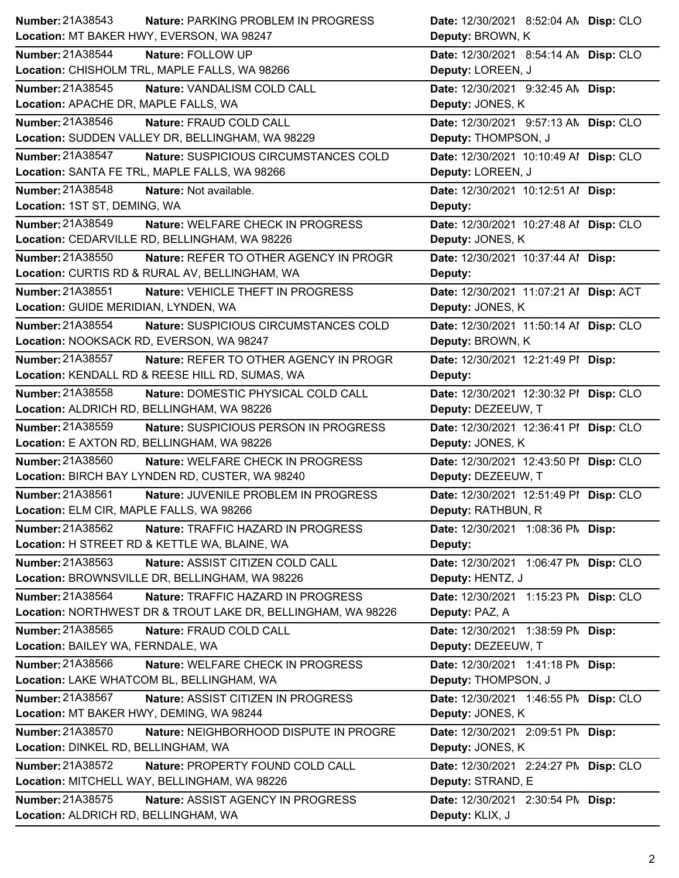| Number | Nature | Location | Date | Deputy | Disp |
|---|---|---|---|---|---|
| 21A38543 | PARKING PROBLEM IN PROGRESS | MT BAKER HWY, EVERSON, WA 98247 | 12/30/2021 8:52:04 AM | BROWN, K | CLO |
| 21A38544 | FOLLOW UP | CHISHOLM TRL, MAPLE FALLS, WA 98266 | 12/30/2021 8:54:14 AM | LOREEN, J | CLO |
| 21A38545 | VANDALISM COLD CALL | APACHE DR, MAPLE FALLS, WA | 12/30/2021 9:32:45 AM | JONES, K | |
| 21A38546 | FRAUD COLD CALL | SUDDEN VALLEY DR, BELLINGHAM, WA 98229 | 12/30/2021 9:57:13 AM | THOMPSON, J | CLO |
| 21A38547 | SUSPICIOUS CIRCUMSTANCES COLD | SANTA FE TRL, MAPLE FALLS, WA 98266 | 12/30/2021 10:10:49 AM | LOREEN, J | CLO |
| 21A38548 | Not available. | 1ST ST, DEMING, WA | 12/30/2021 10:12:51 AM | | |
| 21A38549 | WELFARE CHECK IN PROGRESS | CEDARVILLE RD, BELLINGHAM, WA 98226 | 12/30/2021 10:27:48 AM | JONES, K | CLO |
| 21A38550 | REFER TO OTHER AGENCY IN PROGR | CURTIS RD & RURAL AV, BELLINGHAM, WA | 12/30/2021 10:37:44 AM | | |
| 21A38551 | VEHICLE THEFT IN PROGRESS | GUIDE MERIDIAN, LYNDEN, WA | 12/30/2021 11:07:21 AM | JONES, K | ACT |
| 21A38554 | SUSPICIOUS CIRCUMSTANCES COLD | NOOKSACK RD, EVERSON, WA 98247 | 12/30/2021 11:50:14 AM | BROWN, K | CLO |
| 21A38557 | REFER TO OTHER AGENCY IN PROGR | KENDALL RD & REESE HILL RD, SUMAS, WA | 12/30/2021 12:21:49 PM | | |
| 21A38558 | DOMESTIC PHYSICAL COLD CALL | ALDRICH RD, BELLINGHAM, WA 98226 | 12/30/2021 12:30:32 PM | DEZEEUW, T | CLO |
| 21A38559 | SUSPICIOUS PERSON IN PROGRESS | E AXTON RD, BELLINGHAM, WA 98226 | 12/30/2021 12:36:41 PM | JONES, K | CLO |
| 21A38560 | WELFARE CHECK IN PROGRESS | BIRCH BAY LYNDEN RD, CUSTER, WA 98240 | 12/30/2021 12:43:50 PM | DEZEEUW, T | CLO |
| 21A38561 | JUVENILE PROBLEM IN PROGRESS | ELM CIR, MAPLE FALLS, WA 98266 | 12/30/2021 12:51:49 PM | RATHBUN, R | CLO |
| 21A38562 | TRAFFIC HAZARD IN PROGRESS | H STREET RD & KETTLE WA, BLAINE, WA | 12/30/2021 1:08:36 PM | | |
| 21A38563 | ASSIST CITIZEN COLD CALL | BROWNSVILLE DR, BELLINGHAM, WA 98226 | 12/30/2021 1:06:47 PM | HENTZ, J | CLO |
| 21A38564 | TRAFFIC HAZARD IN PROGRESS | NORTHWEST DR & TROUT LAKE DR, BELLINGHAM, WA 98226 | 12/30/2021 1:15:23 PM | PAZ, A | CLO |
| 21A38565 | FRAUD COLD CALL | BAILEY WA, FERNDALE, WA | 12/30/2021 1:38:59 PM | DEZEEUW, T | |
| 21A38566 | WELFARE CHECK IN PROGRESS | LAKE WHATCOM BL, BELLINGHAM, WA | 12/30/2021 1:41:18 PM | THOMPSON, J | |
| 21A38567 | ASSIST CITIZEN IN PROGRESS | MT BAKER HWY, DEMING, WA 98244 | 12/30/2021 1:46:55 PM | JONES, K | CLO |
| 21A38570 | NEIGHBORHOOD DISPUTE IN PROGRE | DINKEL RD, BELLINGHAM, WA | 12/30/2021 2:09:51 PM | JONES, K | |
| 21A38572 | PROPERTY FOUND COLD CALL | MITCHELL WAY, BELLINGHAM, WA 98226 | 12/30/2021 2:24:27 PM | STRAND, E | CLO |
| 21A38575 | ASSIST AGENCY IN PROGRESS | ALDRICH RD, BELLINGHAM, WA | 12/30/2021 2:30:54 PM | KLIX, J | |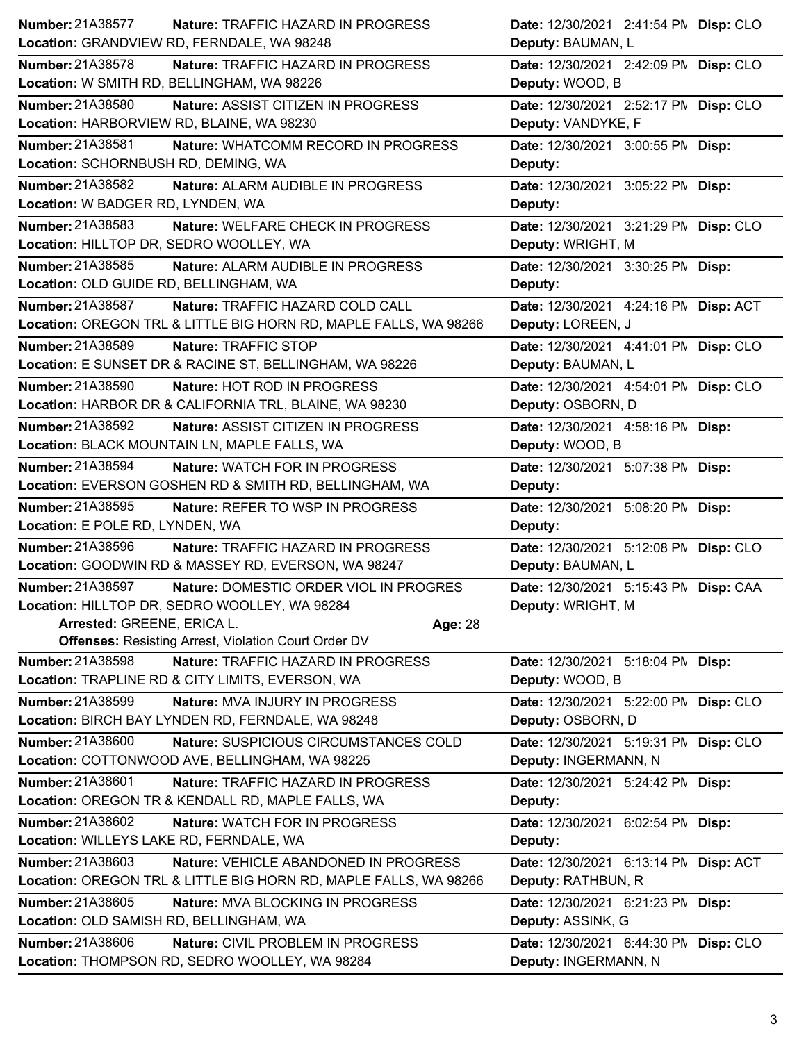| Number | Nature | Location | Date | Disp | Deputy |
|---|---|---|---|---|---|
| 21A38577 | TRAFFIC HAZARD IN PROGRESS | GRANDVIEW RD, FERNDALE, WA 98248 | 12/30/2021 2:41:54 PM | CLO | BAUMAN, L |
| 21A38578 | TRAFFIC HAZARD IN PROGRESS | W SMITH RD, BELLINGHAM, WA 98226 | 12/30/2021 2:42:09 PM | CLO | WOOD, B |
| 21A38580 | ASSIST CITIZEN IN PROGRESS | HARBORVIEW RD, BLAINE, WA 98230 | 12/30/2021 2:52:17 PM | CLO | VANDYKE, F |
| 21A38581 | WHATCOMM RECORD IN PROGRESS | SCHORNBUSH RD, DEMING, WA | 12/30/2021 3:00:55 PM | | |
| 21A38582 | ALARM AUDIBLE IN PROGRESS | W BADGER RD, LYNDEN, WA | 12/30/2021 3:05:22 PM | | |
| 21A38583 | WELFARE CHECK IN PROGRESS | HILLTOP DR, SEDRO WOOLLEY, WA | 12/30/2021 3:21:29 PM | CLO | WRIGHT, M |
| 21A38585 | ALARM AUDIBLE IN PROGRESS | OLD GUIDE RD, BELLINGHAM, WA | 12/30/2021 3:30:25 PM | | |
| 21A38587 | TRAFFIC HAZARD COLD CALL | OREGON TRL & LITTLE BIG HORN RD, MAPLE FALLS, WA 98266 | 12/30/2021 4:24:16 PM | ACT | LOREEN, J |
| 21A38589 | TRAFFIC STOP | E SUNSET DR & RACINE ST, BELLINGHAM, WA 98226 | 12/30/2021 4:41:01 PM | CLO | BAUMAN, L |
| 21A38590 | HOT ROD IN PROGRESS | HARBOR DR & CALIFORNIA TRL, BLAINE, WA 98230 | 12/30/2021 4:54:01 PM | CLO | OSBORN, D |
| 21A38592 | ASSIST CITIZEN IN PROGRESS | BLACK MOUNTAIN LN, MAPLE FALLS, WA | 12/30/2021 4:58:16 PM | | WOOD, B |
| 21A38594 | WATCH FOR IN PROGRESS | EVERSON GOSHEN RD & SMITH RD, BELLINGHAM, WA | 12/30/2021 5:07:38 PM | | |
| 21A38595 | REFER TO WSP IN PROGRESS | E POLE RD, LYNDEN, WA | 12/30/2021 5:08:20 PM | | |
| 21A38596 | TRAFFIC HAZARD IN PROGRESS | GOODWIN RD & MASSEY RD, EVERSON, WA 98247 | 12/30/2021 5:12:08 PM | CLO | BAUMAN, L |
| 21A38597 | DOMESTIC ORDER VIOL IN PROGRES | HILLTOP DR, SEDRO WOOLLEY, WA 98284 | 12/30/2021 5:15:43 PM | CAA | WRIGHT, M |
| | Arrested: GREENE, ERICA L. Age: 28 — Offenses: Resisting Arrest, Violation Court Order DV | | | | |
| 21A38598 | TRAFFIC HAZARD IN PROGRESS | TRAPLINE RD & CITY LIMITS, EVERSON, WA | 12/30/2021 5:18:04 PM | | WOOD, B |
| 21A38599 | MVA INJURY IN PROGRESS | BIRCH BAY LYNDEN RD, FERNDALE, WA 98248 | 12/30/2021 5:22:00 PM | CLO | OSBORN, D |
| 21A38600 | SUSPICIOUS CIRCUMSTANCES COLD | COTTONWOOD AVE, BELLINGHAM, WA 98225 | 12/30/2021 5:19:31 PM | CLO | INGERMANN, N |
| 21A38601 | TRAFFIC HAZARD IN PROGRESS | OREGON TR & KENDALL RD, MAPLE FALLS, WA | 12/30/2021 5:24:42 PM | | |
| 21A38602 | WATCH FOR IN PROGRESS | WILLEYS LAKE RD, FERNDALE, WA | 12/30/2021 6:02:54 PM | | |
| 21A38603 | VEHICLE ABANDONED IN PROGRESS | OREGON TRL & LITTLE BIG HORN RD, MAPLE FALLS, WA 98266 | 12/30/2021 6:13:14 PM | ACT | RATHBUN, R |
| 21A38605 | MVA BLOCKING IN PROGRESS | OLD SAMISH RD, BELLINGHAM, WA | 12/30/2021 6:21:23 PM | | ASSINK, G |
| 21A38606 | CIVIL PROBLEM IN PROGRESS | THOMPSON RD, SEDRO WOOLLEY, WA 98284 | 12/30/2021 6:44:30 PM | CLO | INGERMANN, N |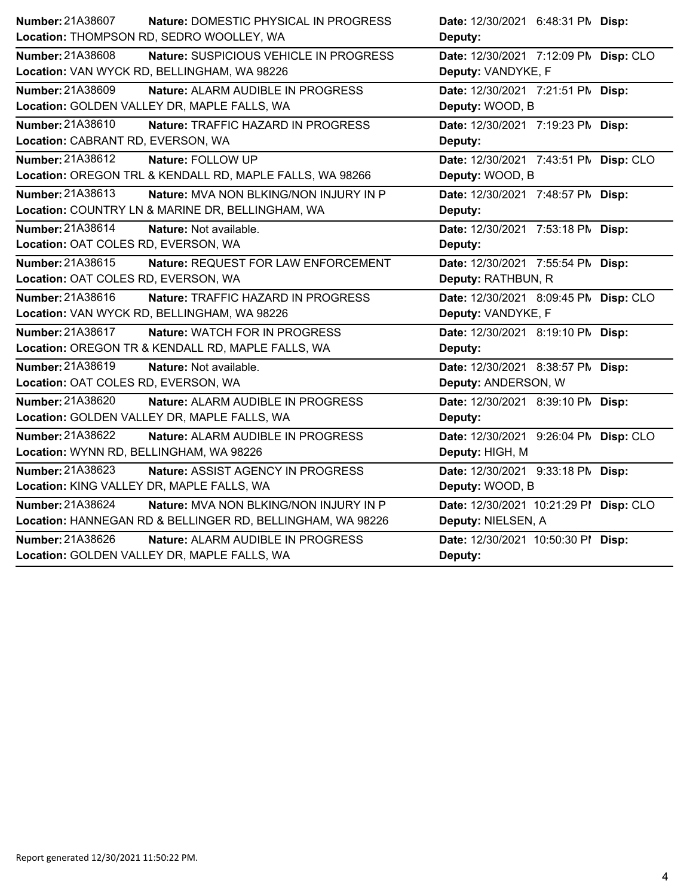**Number:** 21A38607 **Nature:** DOMESTIC PHYSICAL IN PROGRESS **Date:** 12/30/2021 6:48:31 PM **Disp:**
**Location:** THOMPSON RD, SEDRO WOOLLEY, WA **Deputy:**

**Number:** 21A38608 **Nature:** SUSPICIOUS VEHICLE IN PROGRESS **Date:** 12/30/2021 7:12:09 PM **Disp:** CLO
**Location:** VAN WYCK RD, BELLINGHAM, WA 98226 **Deputy:** VANDYKE, F

**Number:** 21A38609 **Nature:** ALARM AUDIBLE IN PROGRESS **Date:** 12/30/2021 7:21:51 PM **Disp:**
**Location:** GOLDEN VALLEY DR, MAPLE FALLS, WA **Deputy:** WOOD, B

**Number:** 21A38610 **Nature:** TRAFFIC HAZARD IN PROGRESS **Date:** 12/30/2021 7:19:23 PM **Disp:**
**Location:** CABRANT RD, EVERSON, WA **Deputy:**

**Number:** 21A38612 **Nature:** FOLLOW UP **Date:** 12/30/2021 7:43:51 PM **Disp:** CLO
**Location:** OREGON TRL & KENDALL RD, MAPLE FALLS, WA 98266 **Deputy:** WOOD, B

**Number:** 21A38613 **Nature:** MVA NON BLKING/NON INJURY IN P **Date:** 12/30/2021 7:48:57 PM **Disp:**
**Location:** COUNTRY LN & MARINE DR, BELLINGHAM, WA **Deputy:**

**Number:** 21A38614 **Nature:** Not available. **Date:** 12/30/2021 7:53:18 PM **Disp:**
**Location:** OAT COLES RD, EVERSON, WA **Deputy:**

**Number:** 21A38615 **Nature:** REQUEST FOR LAW ENFORCEMENT **Date:** 12/30/2021 7:55:54 PM **Disp:**
**Location:** OAT COLES RD, EVERSON, WA **Deputy:** RATHBUN, R

**Number:** 21A38616 **Nature:** TRAFFIC HAZARD IN PROGRESS **Date:** 12/30/2021 8:09:45 PM **Disp:** CLO
**Location:** VAN WYCK RD, BELLINGHAM, WA 98226 **Deputy:** VANDYKE, F

**Number:** 21A38617 **Nature:** WATCH FOR IN PROGRESS **Date:** 12/30/2021 8:19:10 PM **Disp:**
**Location:** OREGON TR & KENDALL RD, MAPLE FALLS, WA **Deputy:**

**Number:** 21A38619 **Nature:** Not available. **Date:** 12/30/2021 8:38:57 PM **Disp:**
**Location:** OAT COLES RD, EVERSON, WA **Deputy:** ANDERSON, W

**Number:** 21A38620 **Nature:** ALARM AUDIBLE IN PROGRESS **Date:** 12/30/2021 8:39:10 PM **Disp:**
**Location:** GOLDEN VALLEY DR, MAPLE FALLS, WA **Deputy:**

**Number:** 21A38622 **Nature:** ALARM AUDIBLE IN PROGRESS **Date:** 12/30/2021 9:26:04 PM **Disp:** CLO
**Location:** WYNN RD, BELLINGHAM, WA 98226 **Deputy:** HIGH, M

**Number:** 21A38623 **Nature:** ASSIST AGENCY IN PROGRESS **Date:** 12/30/2021 9:33:18 PM **Disp:**
**Location:** KING VALLEY DR, MAPLE FALLS, WA **Deputy:** WOOD, B

**Number:** 21A38624 **Nature:** MVA NON BLKING/NON INJURY IN P **Date:** 12/30/2021 10:21:29 PM **Disp:** CLO
**Location:** HANNEGAN RD & BELLINGER RD, BELLINGHAM, WA 98226 **Deputy:** NIELSEN, A

**Number:** 21A38626 **Nature:** ALARM AUDIBLE IN PROGRESS **Date:** 12/30/2021 10:50:30 PM **Disp:**
**Location:** GOLDEN VALLEY DR, MAPLE FALLS, WA **Deputy:**

Report generated 12/30/2021 11:50:22 PM.